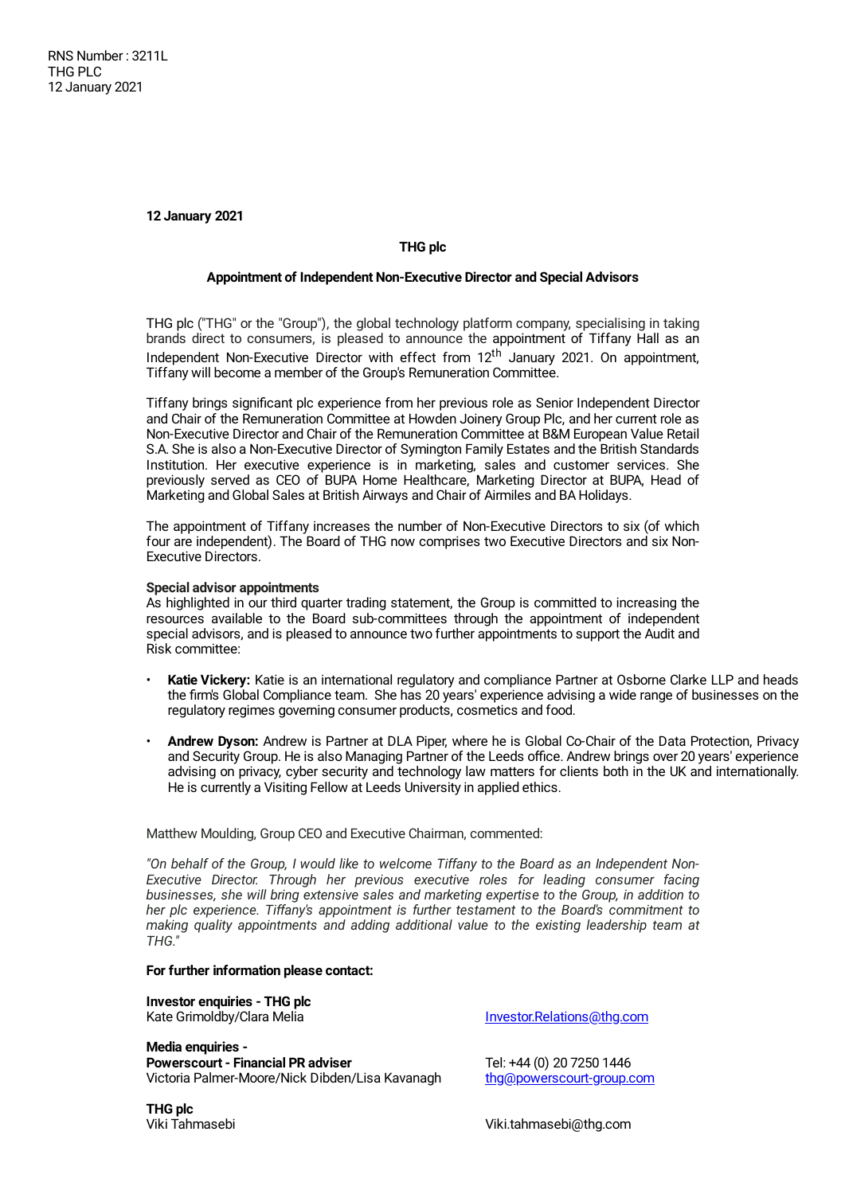RNS Number : 3211L
THG PLC
12 January 2021

**12 January 2021**

**THG plc**

**Appointment of Independent Non-Executive Director and Special Advisors**

THG plc ("THG" or the "Group"), the global technology platform company, specialising in taking brands direct to consumers, is pleased to announce the appointment of Tiffany Hall as an Independent Non-Executive Director with effect from 12th January 2021. On appointment, Tiffany will become a member of the Group's Remuneration Committee.

Tiffany brings significant plc experience from her previous role as Senior Independent Director and Chair of the Remuneration Committee at Howden Joinery Group Plc, and her current role as Non-Executive Director and Chair of the Remuneration Committee at B&M European Value Retail S.A. She is also a Non-Executive Director of Symington Family Estates and the British Standards Institution. Her executive experience is in marketing, sales and customer services. She previously served as CEO of BUPA Home Healthcare, Marketing Director at BUPA, Head of Marketing and Global Sales at British Airways and Chair of Airmiles and BA Holidays.

The appointment of Tiffany increases the number of Non-Executive Directors to six (of which four are independent). The Board of THG now comprises two Executive Directors and six Non-Executive Directors.

**Special advisor appointments**
As highlighted in our third quarter trading statement, the Group is committed to increasing the resources available to the Board sub-committees through the appointment of independent special advisors, and is pleased to announce two further appointments to support the Audit and Risk committee:

- **Katie Vickery:** Katie is an international regulatory and compliance Partner at Osborne Clarke LLP and heads the firm's Global Compliance team. She has 20 years' experience advising a wide range of businesses on the regulatory regimes governing consumer products, cosmetics and food.
- **Andrew Dyson:** Andrew is Partner at DLA Piper, where he is Global Co-Chair of the Data Protection, Privacy and Security Group. He is also Managing Partner of the Leeds office. Andrew brings over 20 years' experience advising on privacy, cyber security and technology law matters for clients both in the UK and internationally. He is currently a Visiting Fellow at Leeds University in applied ethics.

Matthew Moulding, Group CEO and Executive Chairman, commented:

*"On behalf of the Group, I would like to welcome Tiffany to the Board as an Independent Non-Executive Director. Through her previous executive roles for leading consumer facing businesses, she will bring extensive sales and marketing expertise to the Group, in addition to her plc experience. Tiffany's appointment is further testament to the Board's commitment to making quality appointments and adding additional value to the existing leadership team at THG."*

**For further information please contact:**

**Investor enquiries - THG plc**
Kate Grimoldby/Clara Melia — Investor.Relations@thg.com

**Media enquiries -**
**Powerscourt - Financial PR adviser**
Victoria Palmer-Moore/Nick Dibden/Lisa Kavanagh — Tel: +44 (0) 20 7250 1446, thg@powerscourt-group.com

**THG plc**
Viki Tahmasebi — Viki.tahmasebi@thg.com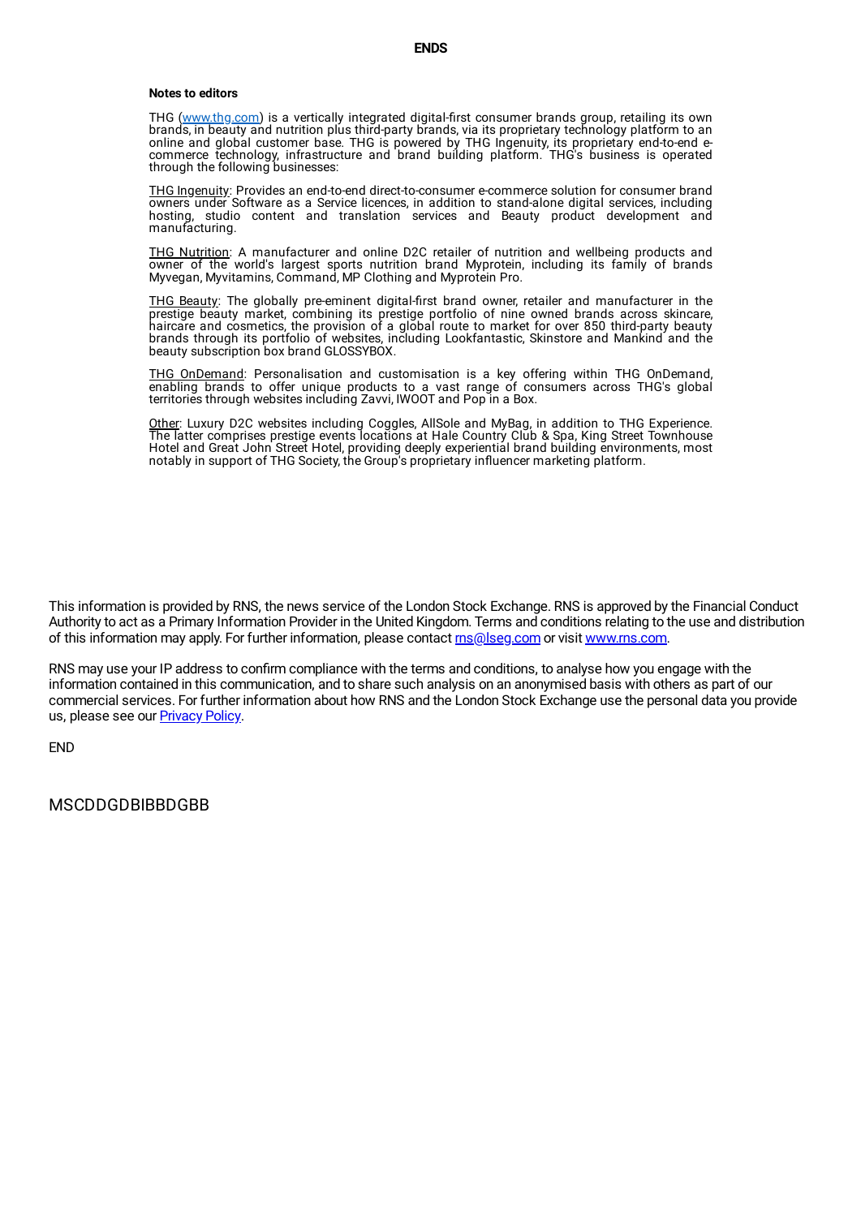**ENDS**

**Notes to editors**

THG ([www.thg.com](http://www.thg.com)) is a vertically integrated digital-first consumer brands group, retailing its own brands, in beauty and nutrition plus third-party brands, via its proprietary technology platform to an online and global customer base. THG is powered by THG Ingenuity, its proprietary end-to-end e-commerce technology, infrastructure and brand building platform. THG's business is operated through the following businesses:

THG Ingenuity: Provides an end-to-end direct-to-consumer e-commerce solution for consumer brand owners under Software as a Service licences, in addition to stand-alone digital services, including hosting, studio content and translation services and Beauty product development and manufacturing.

THG Nutrition: A manufacturer and online D2C retailer of nutrition and wellbeing products and owner of the world's largest sports nutrition brand Myprotein, including its family of brands Myvegan, Myvitamins, Command, MP Clothing and Myprotein Pro.

THG Beauty: The globally pre-eminent digital-first brand owner, retailer and manufacturer in the prestige beauty market, combining its prestige portfolio of nine owned brands across skincare, haircare and cosmetics, the provision of a global route to market for over 850 third-party beauty brands through its portfolio of websites, including Lookfantastic, Skinstore and Mankind and the beauty subscription box brand GLOSSYBOX.

THG OnDemand: Personalisation and customisation is a key offering within THG OnDemand, enabling brands to offer unique products to a vast range of consumers across THG's global territories through websites including Zavvi, IWOOT and Pop in a Box.

Other: Luxury D2C websites including Coggles, AllSole and MyBag, in addition to THG Experience. The latter comprises prestige events locations at Hale Country Club & Spa, King Street Townhouse Hotel and Great John Street Hotel, providing deeply experiential brand building environments, most notably in support of THG Society, the Group's proprietary influencer marketing platform.

This information is provided by RNS, the news service of the London Stock Exchange. RNS is approved by the Financial Conduct Authority to act as a Primary Information Provider in the United Kingdom. Terms and conditions relating to the use and distribution of this information may apply. For further information, please contact [rns@lseg.com](mailto:rns@lseg.com) or visit [www.rns.com](http://www.rns.com).

RNS may use your IP address to confirm compliance with the terms and conditions, to analyse how you engage with the information contained in this communication, and to share such analysis on an anonymised basis with others as part of our commercial services. For further information about how RNS and the London Stock Exchange use the personal data you provide us, please see our Privacy Policy.

END

MSCDDGDBIBBDGBB